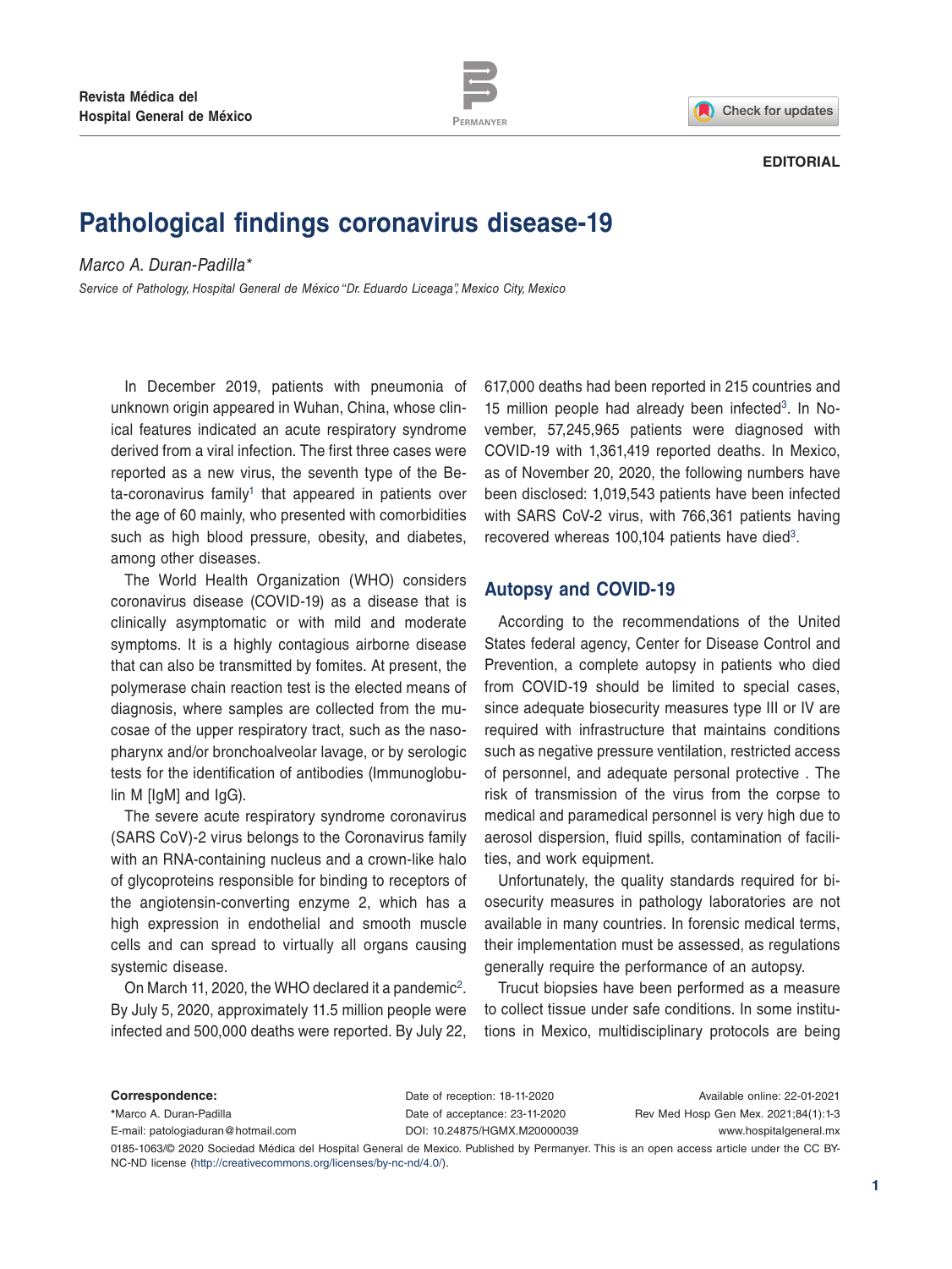EDITORIAL

# Pathological findings coronavirus disease-19

*Marco A. Duran-Padilla**

*Service of Pathology, Hospital General de México "Dr. Eduardo Liceaga", Mexico City, Mexico*

In December 2019, patients with pneumonia of unknown origin appeared in Wuhan, China, whose clinical features indicated an acute respiratory syndrome derived from a viral infection. The first three cases were reported as a new virus, the seventh type of the Beta-coronavirus family[1] that appeared in patients over the age of 60 mainly, who presented with comorbidities such as high blood pressure, obesity, and diabetes, among other diseases.

The World Health Organization (WHO) considers coronavirus disease (COVID-19) as a disease that is clinically asymptomatic or with mild and moderate symptoms. It is a highly contagious airborne disease that can also be transmitted by fomites. At present, the polymerase chain reaction test is the elected means of diagnosis, where samples are collected from the mucosae of the upper respiratory tract, such as the nasopharynx and/or bronchoalveolar lavage, or by serologic tests for the identification of antibodies (Immunoglobulin M [IgM] and IgG).

The severe acute respiratory syndrome coronavirus (SARS CoV)-2 virus belongs to the Coronavirus family with an RNA-containing nucleus and a crown-like halo of glycoproteins responsible for binding to receptors of the angiotensin-converting enzyme 2, which has a high expression in endothelial and smooth muscle cells and can spread to virtually all organs causing systemic disease.

On March 11, 2020, the WHO declared it a pandemic[2]. By July 5, 2020, approximately 11.5 million people were infected and 500,000 deaths were reported. By July 22, 617,000 deaths had been reported in 215 countries and 15 million people had already been infected[3]. In November, 57,245,965 patients were diagnosed with COVID-19 with 1,361,419 reported deaths. In Mexico, as of November 20, 2020, the following numbers have been disclosed: 1,019,543 patients have been infected with SARS CoV-2 virus, with 766,361 patients having recovered whereas 100,104 patients have died[3].

## Autopsy and COVID-19

According to the recommendations of the United States federal agency, Center for Disease Control and Prevention, a complete autopsy in patients who died from COVID-19 should be limited to special cases, since adequate biosecurity measures type III or IV are required with infrastructure that maintains conditions such as negative pressure ventilation, restricted access of personnel, and adequate personal protective . The risk of transmission of the virus from the corpse to medical and paramedical personnel is very high due to aerosol dispersion, fluid spills, contamination of facilities, and work equipment.

Unfortunately, the quality standards required for biosecurity measures in pathology laboratories are not available in many countries. In forensic medical terms, their implementation must be assessed, as regulations generally require the performance of an autopsy.

Trucut biopsies have been performed as a measure to collect tissue under safe conditions. In some institutions in Mexico, multidisciplinary protocols are being

**Correspondence:**
*Marco A. Duran-Padilla
E-mail: patologiaduran@hotmail.com

Date of reception: 18-11-2020
Date of acceptance: 23-11-2020
DOI: 10.24875/HGMX.M20000039

Available online: 22-01-2021
Rev Med Hosp Gen Mex. 2021;84(1):1-3
www.hospitalgeneral.mx

0185-1063/© 2020 Sociedad Médica del Hospital General de Mexico. Published by Permanyer. This is an open access article under the CC BY-NC-ND license (http://creativecommons.org/licenses/by-nc-nd/4.0/).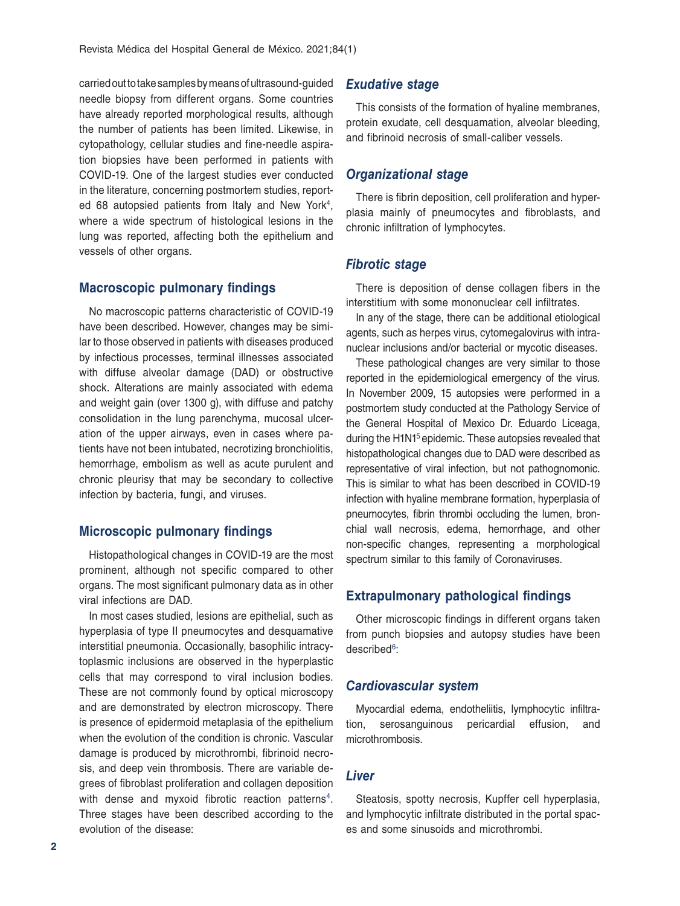carried out to take samples by means of ultrasound-guided needle biopsy from different organs. Some countries have already reported morphological results, although the number of patients has been limited. Likewise, in cytopathology, cellular studies and fine-needle aspiration biopsies have been performed in patients with COVID-19. One of the largest studies ever conducted in the literature, concerning postmortem studies, reported 68 autopsied patients from Italy and New York[4], where a wide spectrum of histological lesions in the lung was reported, affecting both the epithelium and vessels of other organs.

## Macroscopic pulmonary findings

No macroscopic patterns characteristic of COVID-19 have been described. However, changes may be similar to those observed in patients with diseases produced by infectious processes, terminal illnesses associated with diffuse alveolar damage (DAD) or obstructive shock. Alterations are mainly associated with edema and weight gain (over 1300 g), with diffuse and patchy consolidation in the lung parenchyma, mucosal ulceration of the upper airways, even in cases where patients have not been intubated, necrotizing bronchiolitis, hemorrhage, embolism as well as acute purulent and chronic pleurisy that may be secondary to collective infection by bacteria, fungi, and viruses.

## Microscopic pulmonary findings

Histopathological changes in COVID-19 are the most prominent, although not specific compared to other organs. The most significant pulmonary data as in other viral infections are DAD.

In most cases studied, lesions are epithelial, such as hyperplasia of type II pneumocytes and desquamative interstitial pneumonia. Occasionally, basophilic intracytoplasmic inclusions are observed in the hyperplastic cells that may correspond to viral inclusion bodies. These are not commonly found by optical microscopy and are demonstrated by electron microscopy. There is presence of epidermoid metaplasia of the epithelium when the evolution of the condition is chronic. Vascular damage is produced by microthrombi, fibrinoid necrosis, and deep vein thrombosis. There are variable degrees of fibroblast proliferation and collagen deposition with dense and myxoid fibrotic reaction patterns[4]. Three stages have been described according to the evolution of the disease:

### *Exudative stage*

This consists of the formation of hyaline membranes, protein exudate, cell desquamation, alveolar bleeding, and fibrinoid necrosis of small-caliber vessels.

### *Organizational stage*

There is fibrin deposition, cell proliferation and hyperplasia mainly of pneumocytes and fibroblasts, and chronic infiltration of lymphocytes.

### *Fibrotic stage*

There is deposition of dense collagen fibers in the interstitium with some mononuclear cell infiltrates.

In any of the stage, there can be additional etiological agents, such as herpes virus, cytomegalovirus with intranuclear inclusions and/or bacterial or mycotic diseases.

These pathological changes are very similar to those reported in the epidemiological emergency of the virus. In November 2009, 15 autopsies were performed in a postmortem study conducted at the Pathology Service of the General Hospital of Mexico Dr. Eduardo Liceaga, during the H1N1[5] epidemic. These autopsies revealed that histopathological changes due to DAD were described as representative of viral infection, but not pathognomonic. This is similar to what has been described in COVID-19 infection with hyaline membrane formation, hyperplasia of pneumocytes, fibrin thrombi occluding the lumen, bronchial wall necrosis, edema, hemorrhage, and other non-specific changes, representing a morphological spectrum similar to this family of Coronaviruses.

## Extrapulmonary pathological findings

Other microscopic findings in different organs taken from punch biopsies and autopsy studies have been described[6]:

### *Cardiovascular system*

Myocardial edema, endotheliitis, lymphocytic infiltration, serosanguinous pericardial effusion, and microthrombosis.

### *Liver*

Steatosis, spotty necrosis, Kupffer cell hyperplasia, and lymphocytic infiltrate distributed in the portal spaces and some sinusoids and microthrombi.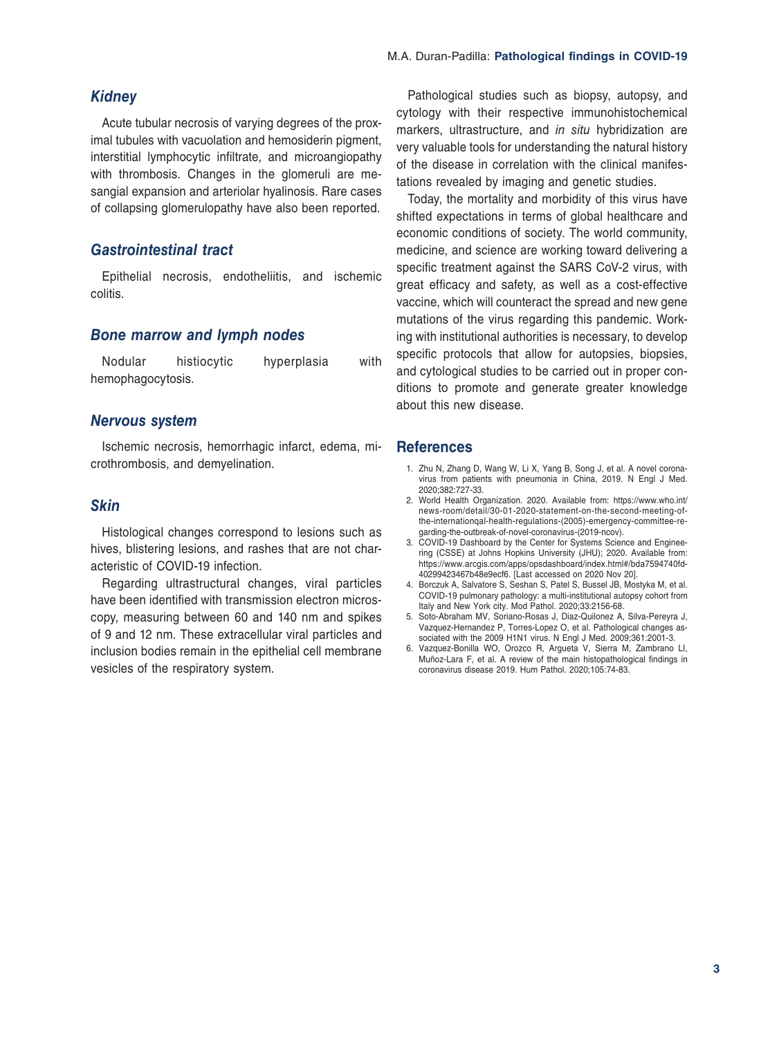## Kidney

Acute tubular necrosis of varying degrees of the proximal tubules with vacuolation and hemosiderin pigment, interstitial lymphocytic infiltrate, and microangiopathy with thrombosis. Changes in the glomeruli are mesangial expansion and arteriolar hyalinosis. Rare cases of collapsing glomerulopathy have also been reported.

## Gastrointestinal tract

Epithelial necrosis, endotheliitis, and ischemic colitis.

## Bone marrow and lymph nodes

Nodular histiocytic hyperplasia with hemophagocytosis.

## Nervous system

Ischemic necrosis, hemorrhagic infarct, edema, microthrombosis, and demyelination.

## Skin

Histological changes correspond to lesions such as hives, blistering lesions, and rashes that are not characteristic of COVID-19 infection.

Regarding ultrastructural changes, viral particles have been identified with transmission electron microscopy, measuring between 60 and 140 nm and spikes of 9 and 12 nm. These extracellular viral particles and inclusion bodies remain in the epithelial cell membrane vesicles of the respiratory system.

Pathological studies such as biopsy, autopsy, and cytology with their respective immunohistochemical markers, ultrastructure, and *in situ* hybridization are very valuable tools for understanding the natural history of the disease in correlation with the clinical manifestations revealed by imaging and genetic studies.

Today, the mortality and morbidity of this virus have shifted expectations in terms of global healthcare and economic conditions of society. The world community, medicine, and science are working toward delivering a specific treatment against the SARS CoV-2 virus, with great efficacy and safety, as well as a cost-effective vaccine, which will counteract the spread and new gene mutations of the virus regarding this pandemic. Working with institutional authorities is necessary, to develop specific protocols that allow for autopsies, biopsies, and cytological studies to be carried out in proper conditions to promote and generate greater knowledge about this new disease.

## References

1. Zhu N, Zhang D, Wang W, Li X, Yang B, Song J, et al. A novel coronavirus from patients with pneumonia in China, 2019. N Engl J Med. 2020;382:727-33.
2. World Health Organization. 2020. Available from: https://www.who.int/news-room/detail/30-01-2020-statement-on-the-second-meeting-of-the-internationqal-health-regulations-(2005)-emergency-committee-regarding-the-outbreak-of-novel-coronavirus-(2019-ncov).
3. COVID-19 Dashboard by the Center for Systems Science and Engineeering (CSSE) at Johns Hopkins University (JHU); 2020. Available from: https://www.arcgis.com/apps/opsdashboard/index.html#/bda7594740fd40299423467b48e9ecf6. [Last accessed on 2020 Nov 20].
4. Borczuk A, Salvatore S, Seshan S, Patel S, Bussel JB, Mostyka M, et al. COVID-19 pulmonary pathology: a multi-institutional autopsy cohort from Italy and New York city. Mod Pathol. 2020;33:2156-68.
5. Soto-Abraham MV, Soriano-Rosas J, Diaz-Quilonez A, Silva-Pereyra J, Vazquez-Hernandez P, Torres-Lopez O, et al. Pathological changes associated with the 2009 H1N1 virus. N Engl J Med. 2009;361:2001-3.
6. Vazquez-Bonilla WO, Orozco R, Argueta V, Sierra M, Zambrano LI, Muñoz-Lara F, et al. A review of the main histopathological findings in coronavirus disease 2019. Hum Pathol. 2020;105:74-83.